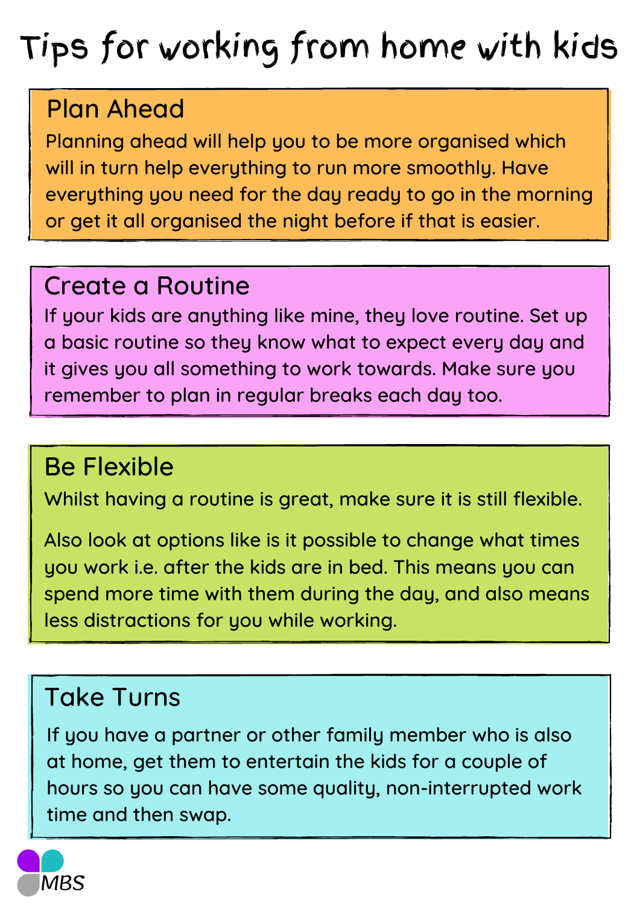# Tips for working from home with kids

## Plan Ahead

Planning ahead will help you to be more organised which will in turn help everything to run more smoothly. Have everything you need for the day ready to go in the morning or get it all organised the night before if that is easier.

## Create a Routine

If your kids are anything like mine, they love routine. Set up a basic routine so they know what to expect every day and it gives you all something to work towards. Make sure you remember to plan in regular breaks each day too.

## Be Flexible

Whilst having a routine is great, make sure it is still flexible.

Also look at options like is it possible to change what times you work i.e. after the kids are in bed. This means you can spend more time with them during the day, and also means less distractions for you while working.

## Take Turns

If you have a partner or other family member who is also at home, get them to entertain the kids for a couple of hours so you can have some quality, non-interrupted work time and then swap.

MBS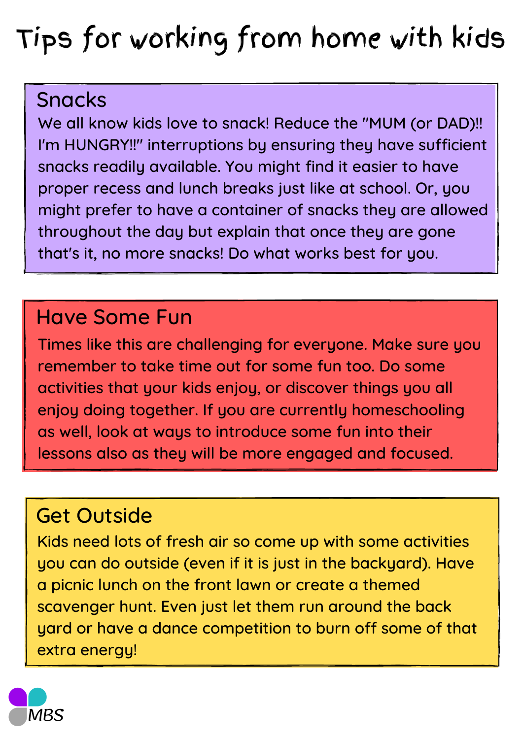# Tips for working from home with kids

## Snacks

We all know kids love to snack! Reduce the "MUM (or DAD)!! I'm HUNGRY!!" interruptions by ensuring they have sufficient snacks readily available. You might find it easier to have proper recess and lunch breaks just like at school. Or, you might prefer to have a container of snacks they are allowed throughout the day but explain that once they are gone that's it, no more snacks! Do what works best for you.

## Have Some Fun

Times like this are challenging for everyone. Make sure you remember to take time out for some fun too. Do some activities that your kids enjoy, or discover things you all enjoy doing together. If you are currently homeschooling as well, look at ways to introduce some fun into their lessons also as they will be more engaged and focused.

## Get Outside

Kids need lots of fresh air so come up with some activities you can do outside (even if it is just in the backyard). Have a picnic lunch on the front lawn or create a themed scavenger hunt. Even just let them run around the back yard or have a dance competition to burn off some of that extra energy!

MBS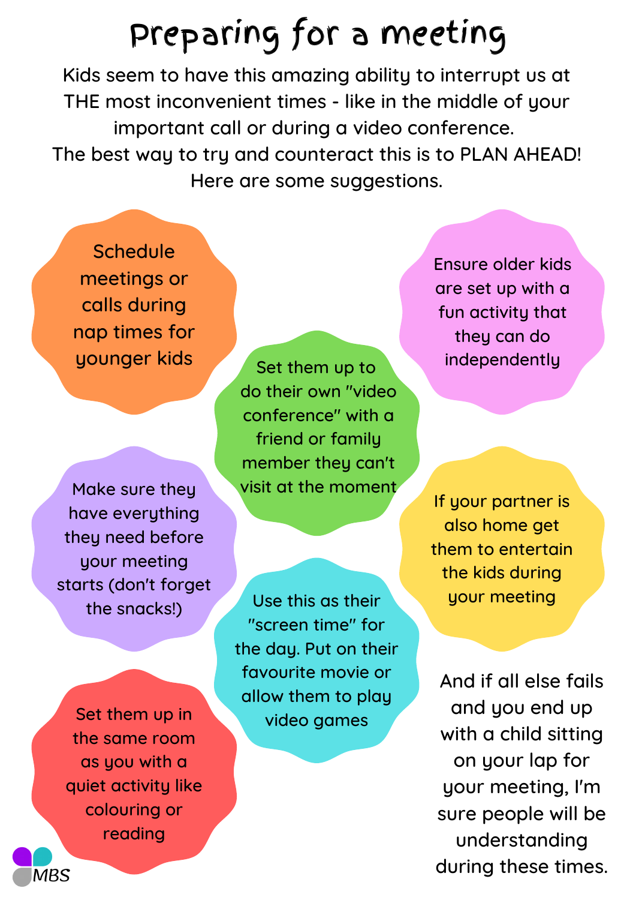# Preparing for a meeting

Kids seem to have this amazing ability to interrupt us at THE most inconvenient times - like in the middle of your important call or during a video conference.
The best way to try and counteract this is to PLAN AHEAD!
Here are some suggestions.

- Schedule meetings or calls during nap times for younger kids
- Ensure older kids are set up with a fun activity that they can do independently
- Set them up to do their own "video conference" with a friend or family member they can't visit at the moment
- Make sure they have everything they need before your meeting starts (don't forget the snacks!)
- If your partner is also home get them to entertain the kids during your meeting
- Use this as their "screen time" for the day. Put on their favourite movie or allow them to play video games
- Set them up in the same room as you with a quiet activity like colouring or reading

And if all else fails and you end up with a child sitting on your lap for your meeting, I'm sure people will be understanding during these times.

MBS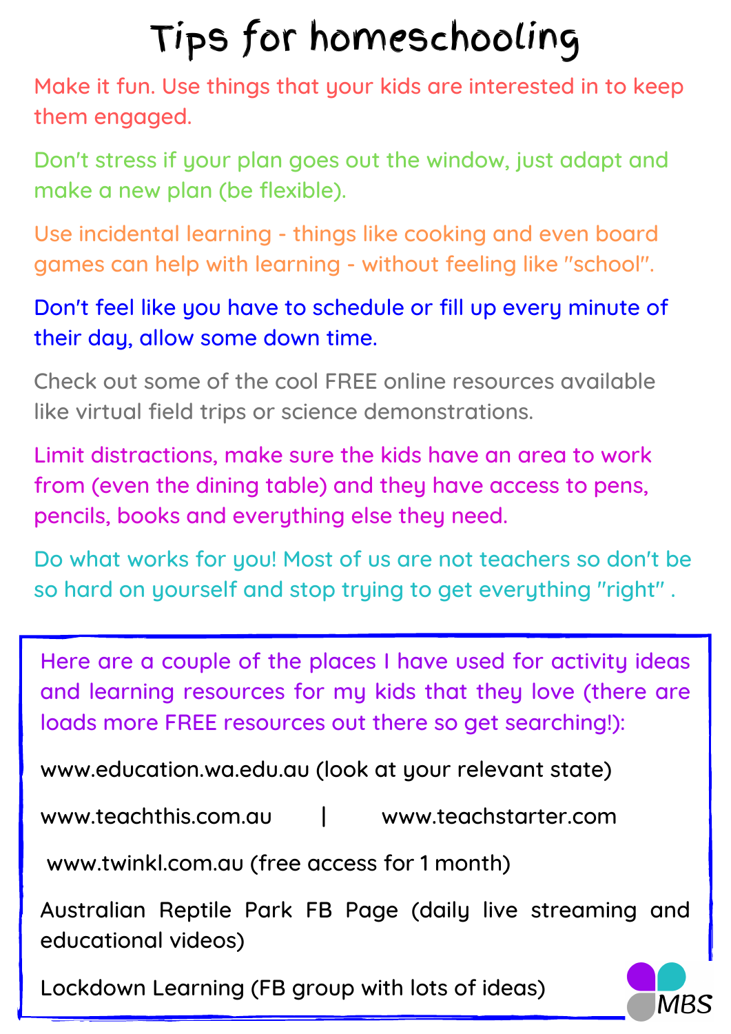# Tips for homeschooling

Make it fun. Use things that your kids are interested in to keep them engaged.

Don't stress if your plan goes out the window, just adapt and make a new plan (be flexible).

Use incidental learning - things like cooking and even board games can help with learning - without feeling like "school".

Don't feel like you have to schedule or fill up every minute of their day, allow some down time.

Check out some of the cool FREE online resources available like virtual field trips or science demonstrations.

Limit distractions, make sure the kids have an area to work from (even the dining table) and they have access to pens, pencils, books and everything else they need.

Do what works for you! Most of us are not teachers so don't be so hard on yourself and stop trying to get everything "right" .

Here are a couple of the places I have used for activity ideas and learning resources for my kids that they love (there are loads more FREE resources out there so get searching!):

www.education.wa.edu.au (look at your relevant state)

www.teachthis.com.au | www.teachstarter.com

www.twinkl.com.au (free access for 1 month)

Australian Reptile Park FB Page (daily live streaming and educational videos)

Lockdown Learning (FB group with lots of ideas)

MBS